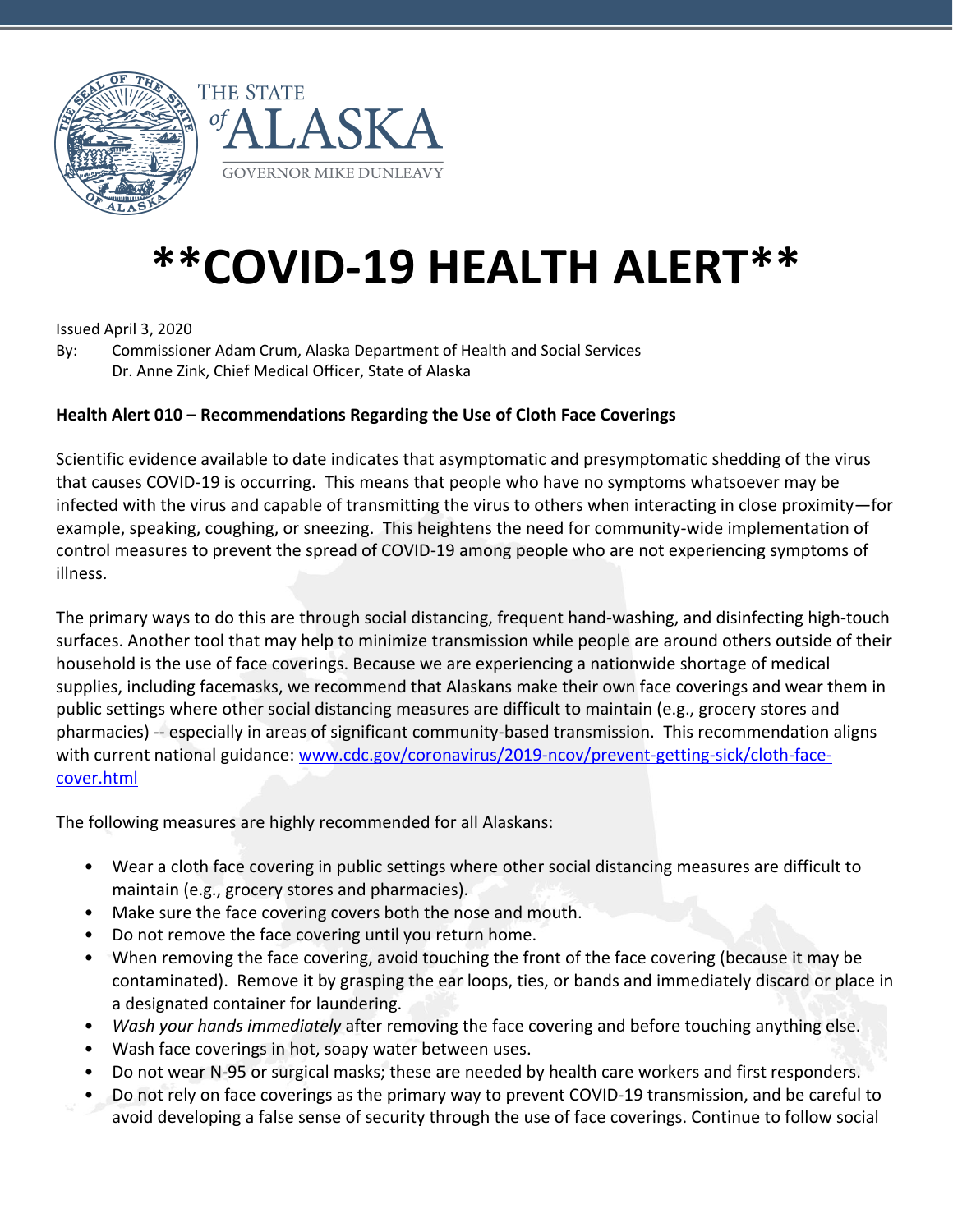THE STATE of ALASKA

GOVERNOR MIKE DUNLEAVY

# **COVID-19 HEALTH ALERT**

Issued April 3, 2020

By: Commissioner Adam Crum, Alaska Department of Health and Social Services
Dr. Anne Zink, Chief Medical Officer, State of Alaska

**Health Alert 010 – Recommendations Regarding the Use of Cloth Face Coverings**

Scientific evidence available to date indicates that asymptomatic and presymptomatic shedding of the virus that causes COVID-19 is occurring. This means that people who have no symptoms whatsoever may be infected with the virus and capable of transmitting the virus to others when interacting in close proximity—for example, speaking, coughing, or sneezing. This heightens the need for community-wide implementation of control measures to prevent the spread of COVID-19 among people who are not experiencing symptoms of illness.

The primary ways to do this are through social distancing, frequent hand-washing, and disinfecting high-touch surfaces. Another tool that may help to minimize transmission while people are around others outside of their household is the use of face coverings. Because we are experiencing a nationwide shortage of medical supplies, including facemasks, we recommend that Alaskans make their own face coverings and wear them in public settings where other social distancing measures are difficult to maintain (e.g., grocery stores and pharmacies) -- especially in areas of significant community-based transmission. This recommendation aligns with current national guidance: [www.cdc.gov/coronavirus/2019-ncov/prevent-getting-sick/cloth-face-cover.html](http://www.cdc.gov/coronavirus/2019-ncov/prevent-getting-sick/cloth-face-cover.html)

The following measures are highly recommended for all Alaskans:

- Wear a cloth face covering in public settings where other social distancing measures are difficult to maintain (e.g., grocery stores and pharmacies).
- Make sure the face covering covers both the nose and mouth.
- Do not remove the face covering until you return home.
- When removing the face covering, avoid touching the front of the face covering (because it may be contaminated). Remove it by grasping the ear loops, ties, or bands and immediately discard or place in a designated container for laundering.
- *Wash your hands immediately* after removing the face covering and before touching anything else.
- Wash face coverings in hot, soapy water between uses.
- Do not wear N-95 or surgical masks; these are needed by health care workers and first responders.
- Do not rely on face coverings as the primary way to prevent COVID-19 transmission, and be careful to avoid developing a false sense of security through the use of face coverings. Continue to follow social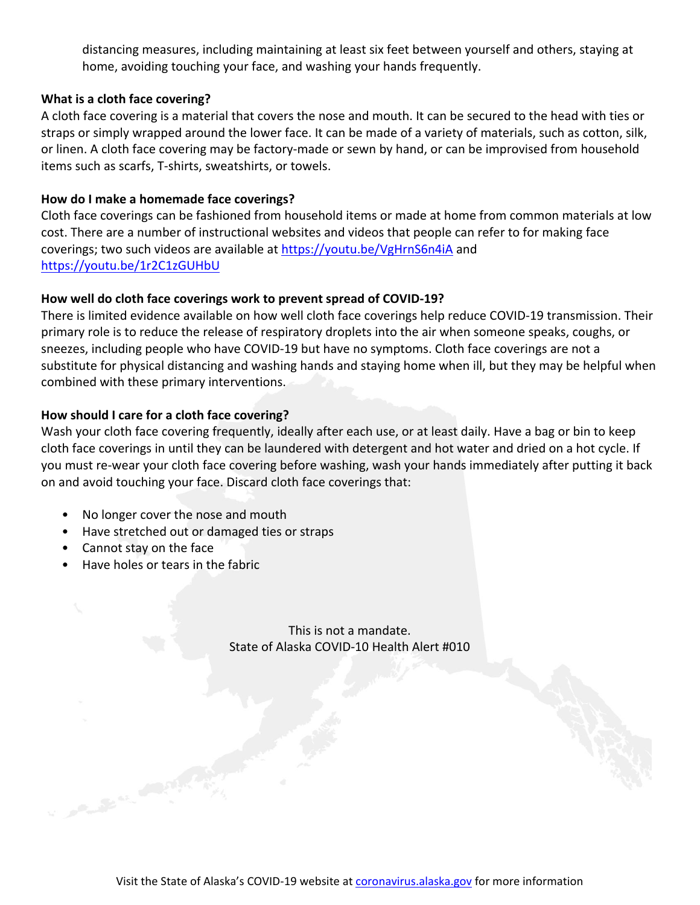distancing measures, including maintaining at least six feet between yourself and others, staying at home, avoiding touching your face, and washing your hands frequently.

**What is a cloth face covering?**
A cloth face covering is a material that covers the nose and mouth. It can be secured to the head with ties or straps or simply wrapped around the lower face. It can be made of a variety of materials, such as cotton, silk, or linen. A cloth face covering may be factory-made or sewn by hand, or can be improvised from household items such as scarfs, T-shirts, sweatshirts, or towels.

**How do I make a homemade face coverings?**
Cloth face coverings can be fashioned from household items or made at home from common materials at low cost. There are a number of instructional websites and videos that people can refer to for making face coverings; two such videos are available at [https://youtu.be/VgHrnS6n4iA](https://youtu.be/VgHrnS6n4iA) and [https://youtu.be/1r2C1zGUHbU](https://youtu.be/1r2C1zGUHbU)

**How well do cloth face coverings work to prevent spread of COVID-19?**
There is limited evidence available on how well cloth face coverings help reduce COVID-19 transmission. Their primary role is to reduce the release of respiratory droplets into the air when someone speaks, coughs, or sneezes, including people who have COVID-19 but have no symptoms. Cloth face coverings are not a substitute for physical distancing and washing hands and staying home when ill, but they may be helpful when combined with these primary interventions.

**How should I care for a cloth face covering?**
Wash your cloth face covering frequently, ideally after each use, or at least daily. Have a bag or bin to keep cloth face coverings in until they can be laundered with detergent and hot water and dried on a hot cycle. If you must re-wear your cloth face covering before washing, wash your hands immediately after putting it back on and avoid touching your face. Discard cloth face coverings that:

- No longer cover the nose and mouth
- Have stretched out or damaged ties or straps
- Cannot stay on the face
- Have holes or tears in the fabric

This is not a mandate.
State of Alaska COVID-10 Health Alert #010

Visit the State of Alaska's COVID-19 website at [coronavirus.alaska.gov](coronavirus.alaska.gov) for more information